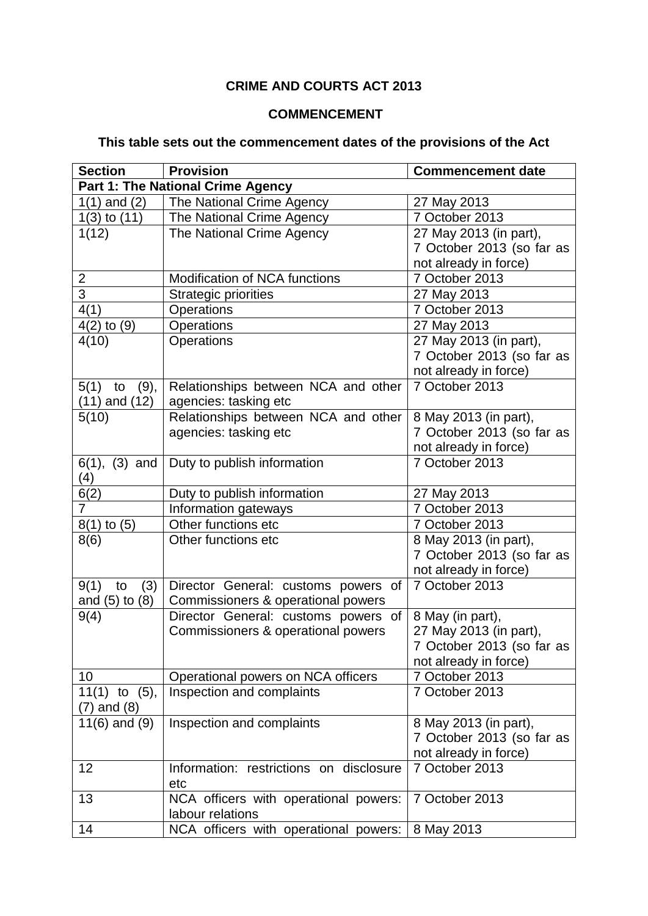# CRIME AND COURTS ACT 2013

## COMMENCEMENT

### This table sets out the commencement dates of the provisions of the Act

| Section | Provision | Commencement date |
|---|---|---|
| **Part 1: The National Crime Agency** | | |
| 1(1) and (2) | The National Crime Agency | 27 May 2013 |
| 1(3) to (11) | The National Crime Agency | 7 October 2013 |
| 1(12) | The National Crime Agency | 27 May 2013 (in part),<br>7 October 2013 (so far as not already in force) |
| 2 | Modification of NCA functions | 7 October 2013 |
| 3 | Strategic priorities | 27 May 2013 |
| 4(1) | Operations | 7 October 2013 |
| 4(2) to (9) | Operations | 27 May 2013 |
| 4(10) | Operations | 27 May 2013 (in part),<br>7 October 2013 (so far as not already in force) |
| 5(1) to (9), (11) and (12) | Relationships between NCA and other agencies: tasking etc | 7 October 2013 |
| 5(10) | Relationships between NCA and other agencies: tasking etc | 8 May 2013 (in part),<br>7 October 2013 (so far as not already in force) |
| 6(1), (3) and (4) | Duty to publish information | 7 October 2013 |
| 6(2) | Duty to publish information | 27 May 2013 |
| 7 | Information gateways | 7 October 2013 |
| 8(1) to (5) | Other functions etc | 7 October 2013 |
| 8(6) | Other functions etc | 8 May 2013 (in part),<br>7 October 2013 (so far as not already in force) |
| 9(1) to (3) and (5) to (8) | Director General: customs powers of Commissioners & operational powers | 7 October 2013 |
| 9(4) | Director General: customs powers of Commissioners & operational powers | 8 May (in part),<br>27 May 2013 (in part),<br>7 October 2013 (so far as not already in force) |
| 10 | Operational powers on NCA officers | 7 October 2013 |
| 11(1) to (5), (7) and (8) | Inspection and complaints | 7 October 2013 |
| 11(6) and (9) | Inspection and complaints | 8 May 2013 (in part),<br>7 October 2013 (so far as not already in force) |
| 12 | Information: restrictions on disclosure etc | 7 October 2013 |
| 13 | NCA officers with operational powers: labour relations | 7 October 2013 |
| 14 | NCA officers with operational powers: | 8 May 2013 |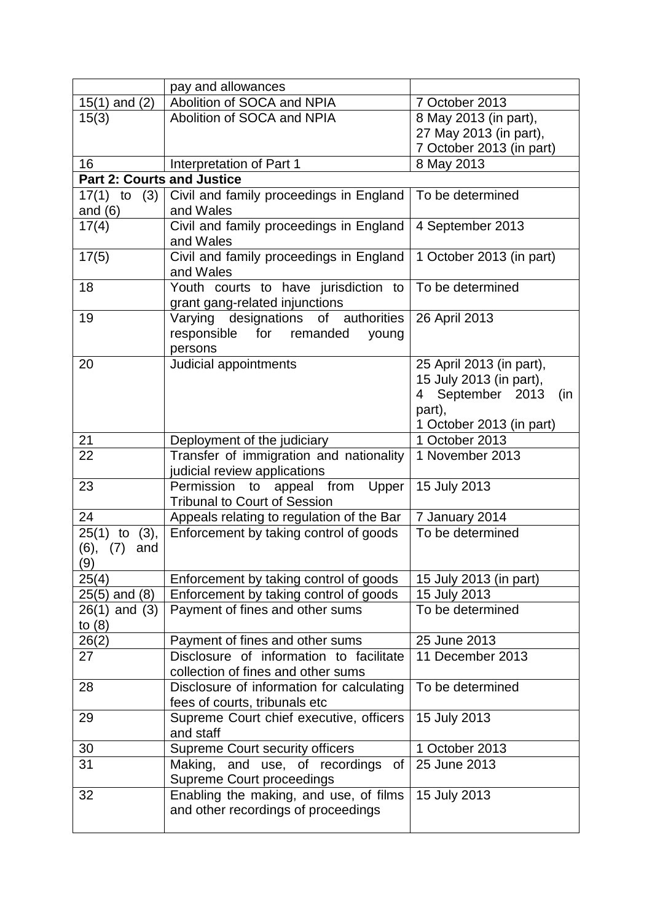| | | |
|---|---|---|
| | pay and allowances | |
| 15(1) and (2) | Abolition of SOCA and NPIA | 7 October 2013 |
| 15(3) | Abolition of SOCA and NPIA | 8 May 2013 (in part), 27 May 2013 (in part), 7 October 2013 (in part) |
| 16 | Interpretation of Part 1 | 8 May 2013 |
| **Part 2: Courts and Justice** | | |
| 17(1) to (3) and (6) | Civil and family proceedings in England and Wales | To be determined |
| 17(4) | Civil and family proceedings in England and Wales | 4 September 2013 |
| 17(5) | Civil and family proceedings in England and Wales | 1 October 2013 (in part) |
| 18 | Youth courts to have jurisdiction to grant gang-related injunctions | To be determined |
| 19 | Varying designations of authorities responsible for remanded young persons | 26 April 2013 |
| 20 | Judicial appointments | 25 April 2013 (in part), 15 July 2013 (in part), 4 September 2013 (in part), 1 October 2013 (in part) |
| 21 | Deployment of the judiciary | 1 October 2013 |
| 22 | Transfer of immigration and nationality judicial review applications | 1 November 2013 |
| 23 | Permission to appeal from Upper Tribunal to Court of Session | 15 July 2013 |
| 24 | Appeals relating to regulation of the Bar | 7 January 2014 |
| 25(1) to (3), (6), (7) and (9) | Enforcement by taking control of goods | To be determined |
| 25(4) | Enforcement by taking control of goods | 15 July 2013 (in part) |
| 25(5) and (8) | Enforcement by taking control of goods | 15 July 2013 |
| 26(1) and (3) to (8) | Payment of fines and other sums | To be determined |
| 26(2) | Payment of fines and other sums | 25 June 2013 |
| 27 | Disclosure of information to facilitate collection of fines and other sums | 11 December 2013 |
| 28 | Disclosure of information for calculating fees of courts, tribunals etc | To be determined |
| 29 | Supreme Court chief executive, officers and staff | 15 July 2013 |
| 30 | Supreme Court security officers | 1 October 2013 |
| 31 | Making, and use, of recordings of Supreme Court proceedings | 25 June 2013 |
| 32 | Enabling the making, and use, of films and other recordings of proceedings | 15 July 2013 |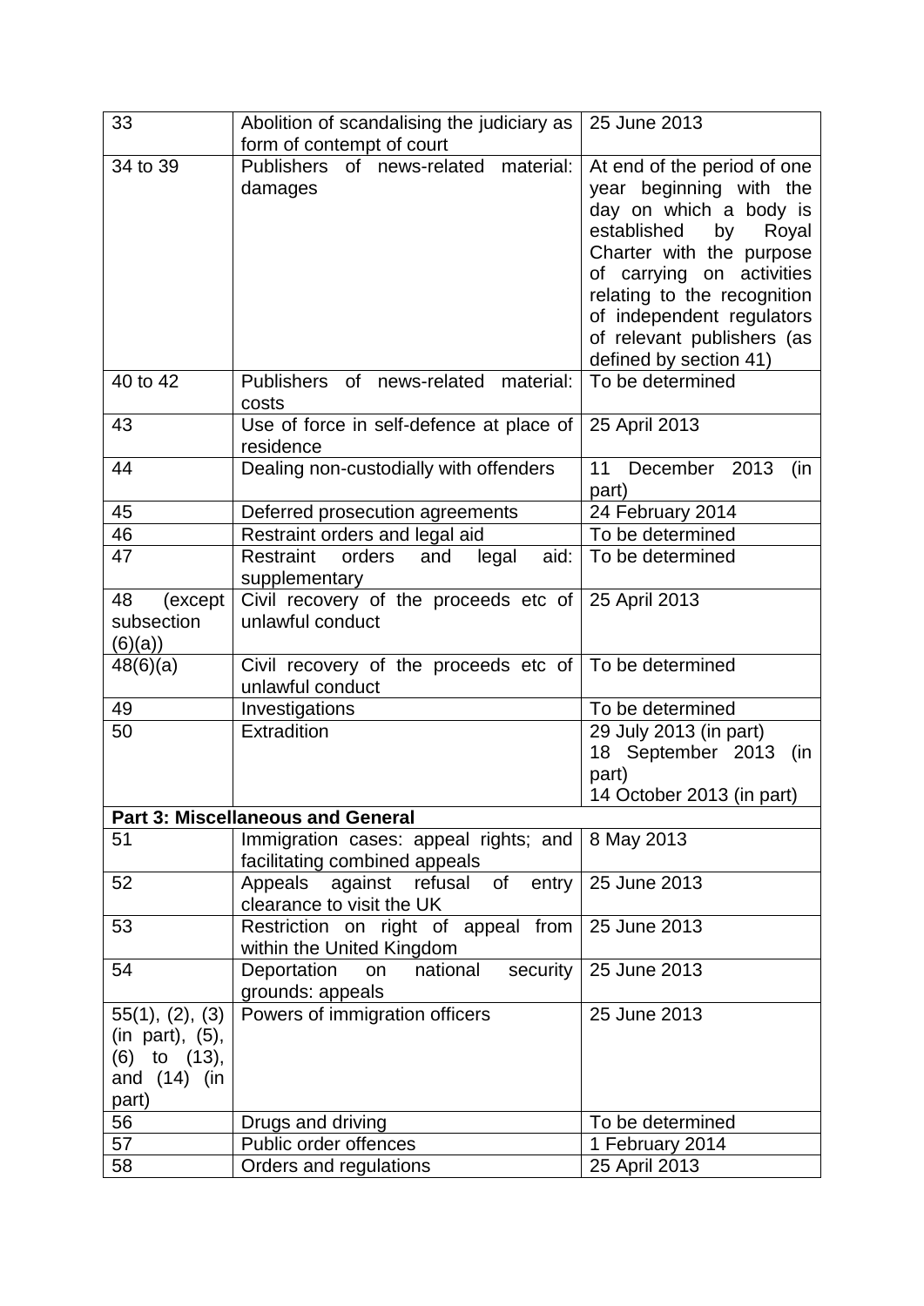| | | |
|---|---|---|
| 33 | Abolition of scandalising the judiciary as form of contempt of court | 25 June 2013 |
| 34 to 39 | Publishers of news-related material: damages | At end of the period of one year beginning with the day on which a body is established by Royal Charter with the purpose of carrying on activities relating to the recognition of independent regulators of relevant publishers (as defined by section 41) |
| 40 to 42 | Publishers of news-related material: costs | To be determined |
| 43 | Use of force in self-defence at place of residence | 25 April 2013 |
| 44 | Dealing non-custodially with offenders | 11 December 2013 (in part) |
| 45 | Deferred prosecution agreements | 24 February 2014 |
| 46 | Restraint orders and legal aid | To be determined |
| 47 | Restraint orders and legal aid: supplementary | To be determined |
| 48 (except subsection (6)(a)) | Civil recovery of the proceeds etc of unlawful conduct | 25 April 2013 |
| 48(6)(a) | Civil recovery of the proceeds etc of unlawful conduct | To be determined |
| 49 | Investigations | To be determined |
| 50 | Extradition | 29 July 2013 (in part)<br>18 September 2013 (in part)<br>14 October 2013 (in part) |
| **Part 3: Miscellaneous and General** | | |
| 51 | Immigration cases: appeal rights; and facilitating combined appeals | 8 May 2013 |
| 52 | Appeals against refusal of entry clearance to visit the UK | 25 June 2013 |
| 53 | Restriction on right of appeal from within the United Kingdom | 25 June 2013 |
| 54 | Deportation on national security grounds: appeals | 25 June 2013 |
| 55(1), (2), (3) (in part), (5), (6) to (13), and (14) (in part) | Powers of immigration officers | 25 June 2013 |
| 56 | Drugs and driving | To be determined |
| 57 | Public order offences | 1 February 2014 |
| 58 | Orders and regulations | 25 April 2013 |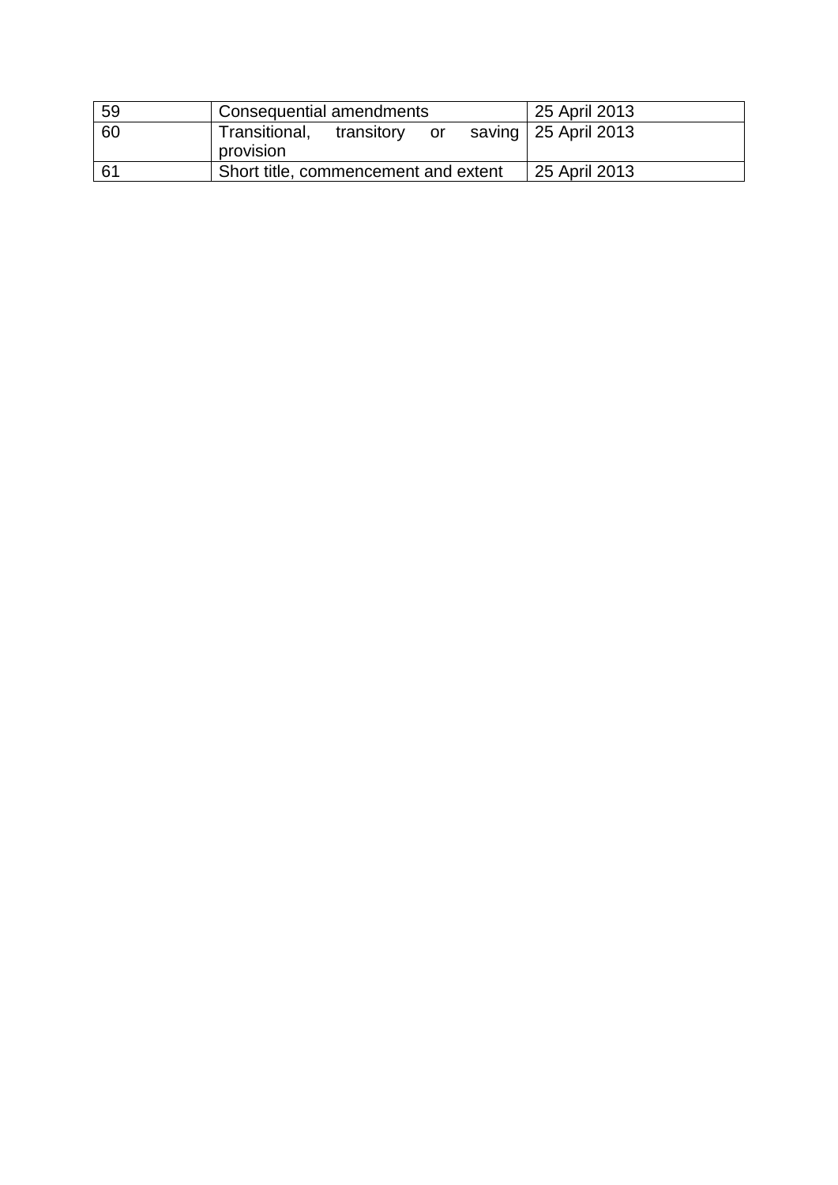| 59 | Consequential amendments | 25 April 2013 |
|---|---|---|
| 60 | Transitional, transitory or saving provision | 25 April 2013 |
| 61 | Short title, commencement and extent | 25 April 2013 |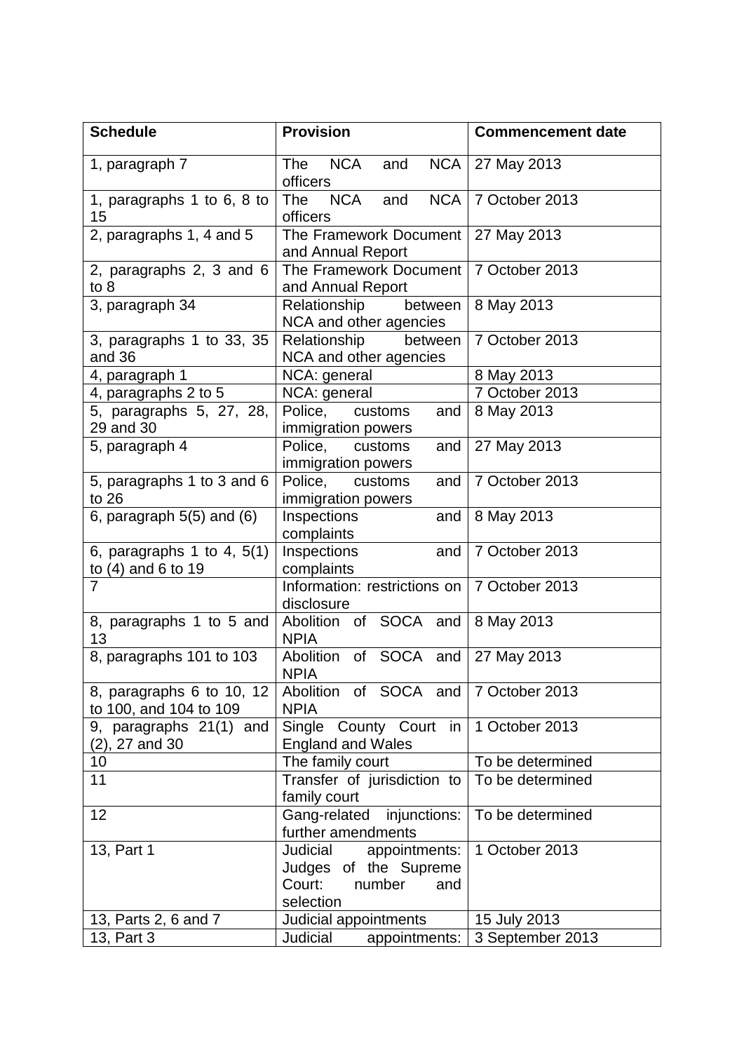| Schedule | Provision | Commencement date |
| --- | --- | --- |
| 1, paragraph 7 | The NCA and NCA officers | 27 May 2013 |
| 1, paragraphs 1 to 6, 8 to 15 | The NCA and NCA officers | 7 October 2013 |
| 2, paragraphs 1, 4 and 5 | The Framework Document and Annual Report | 27 May 2013 |
| 2, paragraphs 2, 3 and 6 to 8 | The Framework Document and Annual Report | 7 October 2013 |
| 3, paragraph 34 | Relationship between NCA and other agencies | 8 May 2013 |
| 3, paragraphs 1 to 33, 35 and 36 | Relationship between NCA and other agencies | 7 October 2013 |
| 4, paragraph 1 | NCA: general | 8 May 2013 |
| 4, paragraphs 2 to 5 | NCA: general | 7 October 2013 |
| 5, paragraphs 5, 27, 28, 29 and 30 | Police, customs and immigration powers | 8 May 2013 |
| 5, paragraph 4 | Police, customs and immigration powers | 27 May 2013 |
| 5, paragraphs 1 to 3 and 6 to 26 | Police, customs and immigration powers | 7 October 2013 |
| 6, paragraph 5(5) and (6) | Inspections and complaints | 8 May 2013 |
| 6, paragraphs 1 to 4, 5(1) to (4) and 6 to 19 | Inspections and complaints | 7 October 2013 |
| 7 | Information: restrictions on disclosure | 7 October 2013 |
| 8, paragraphs 1 to 5 and 13 | Abolition of SOCA and NPIA | 8 May 2013 |
| 8, paragraphs 101 to 103 | Abolition of SOCA and NPIA | 27 May 2013 |
| 8, paragraphs 6 to 10, 12 to 100, and 104 to 109 | Abolition of SOCA and NPIA | 7 October 2013 |
| 9, paragraphs 21(1) and (2), 27 and 30 | Single County Court in England and Wales | 1 October 2013 |
| 10 | The family court | To be determined |
| 11 | Transfer of jurisdiction to family court | To be determined |
| 12 | Gang-related injunctions: further amendments | To be determined |
| 13, Part 1 | Judicial appointments: Judges of the Supreme Court: number and selection | 1 October 2013 |
| 13, Parts 2, 6 and 7 | Judicial appointments | 15 July 2013 |
| 13, Part 3 | Judicial appointments: | 3 September 2013 |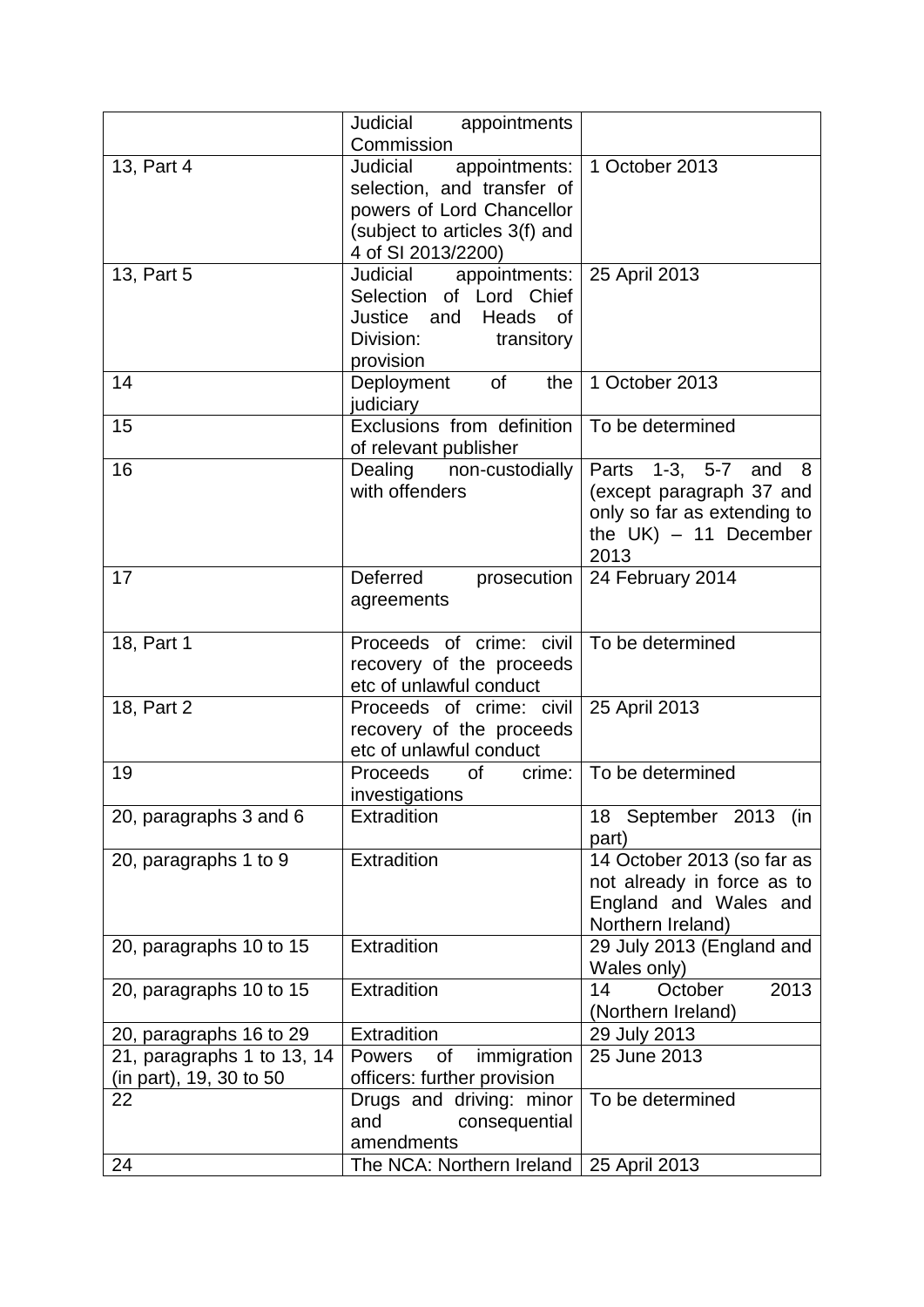| | | |
|---|---|---|
| | Judicial appointments Commission | |
| 13, Part 4 | Judicial appointments: selection, and transfer of powers of Lord Chancellor (subject to articles 3(f) and 4 of SI 2013/2200) | 1 October 2013 |
| 13, Part 5 | Judicial appointments: Selection of Lord Chief Justice and Heads of Division: transitory provision | 25 April 2013 |
| 14 | Deployment of the judiciary | 1 October 2013 |
| 15 | Exclusions from definition of relevant publisher | To be determined |
| 16 | Dealing non-custodially with offenders | Parts 1-3, 5-7 and 8 (except paragraph 37 and only so far as extending to the UK) – 11 December 2013 |
| 17 | Deferred prosecution agreements | 24 February 2014 |
| 18, Part 1 | Proceeds of crime: civil recovery of the proceeds etc of unlawful conduct | To be determined |
| 18, Part 2 | Proceeds of crime: civil recovery of the proceeds etc of unlawful conduct | 25 April 2013 |
| 19 | Proceeds of crime: investigations | To be determined |
| 20, paragraphs 3 and 6 | Extradition | 18 September 2013 (in part) |
| 20, paragraphs 1 to 9 | Extradition | 14 October 2013 (so far as not already in force as to England and Wales and Northern Ireland) |
| 20, paragraphs 10 to 15 | Extradition | 29 July 2013 (England and Wales only) |
| 20, paragraphs 10 to 15 | Extradition | 14 October 2013 (Northern Ireland) |
| 20, paragraphs 16 to 29 | Extradition | 29 July 2013 |
| 21, paragraphs 1 to 13, 14 (in part), 19, 30 to 50 | Powers of immigration officers: further provision | 25 June 2013 |
| 22 | Drugs and driving: minor and consequential amendments | To be determined |
| 24 | The NCA: Northern Ireland | 25 April 2013 |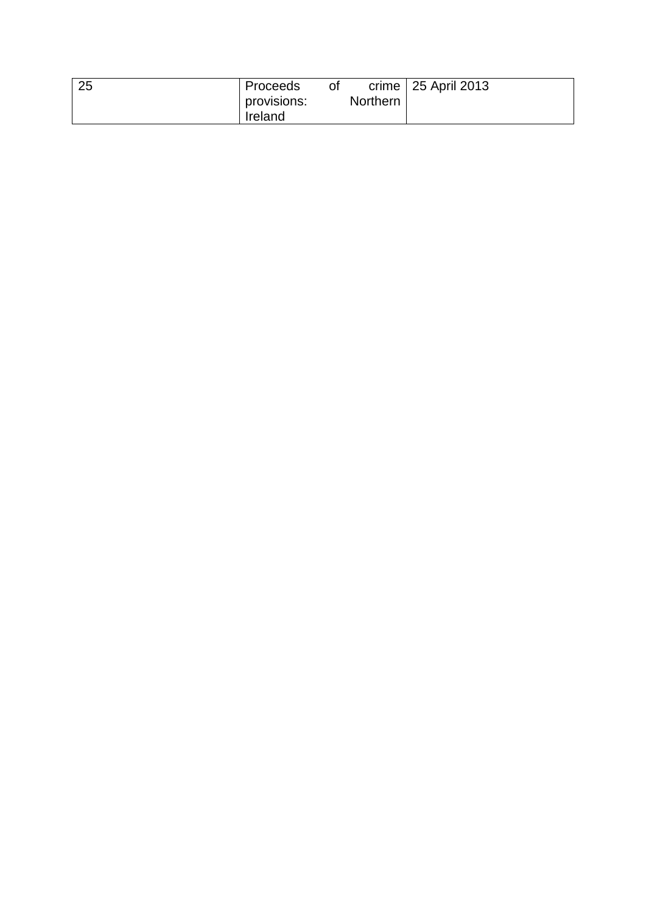| 25 | Proceeds of crime provisions: Northern Ireland | 25 April 2013 |
|---|---|---|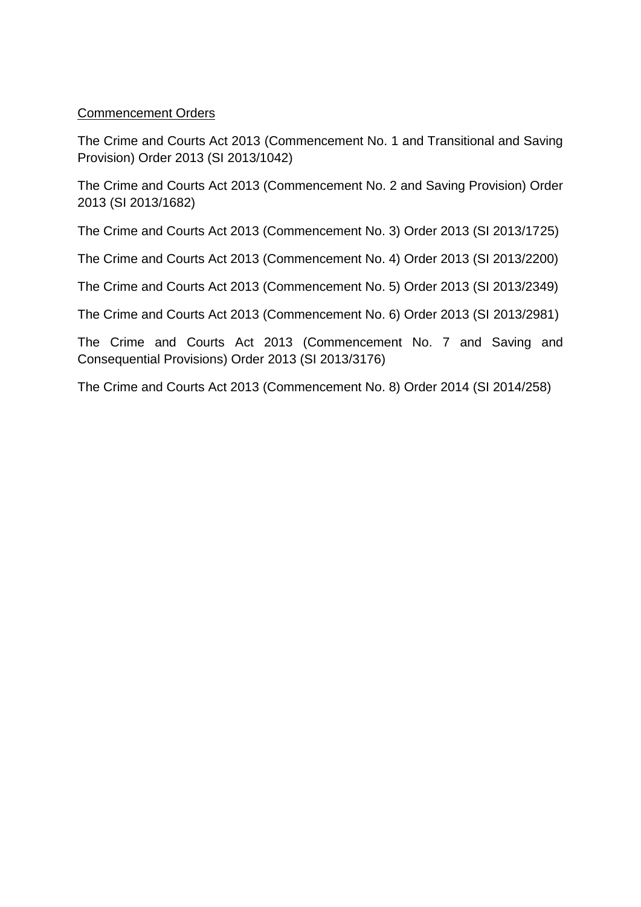Commencement Orders

The Crime and Courts Act 2013 (Commencement No. 1 and Transitional and Saving Provision) Order 2013 (SI 2013/1042)

The Crime and Courts Act 2013 (Commencement No. 2 and Saving Provision) Order 2013 (SI 2013/1682)

The Crime and Courts Act 2013 (Commencement No. 3) Order 2013 (SI 2013/1725)

The Crime and Courts Act 2013 (Commencement No. 4) Order 2013 (SI 2013/2200)

The Crime and Courts Act 2013 (Commencement No. 5) Order 2013 (SI 2013/2349)

The Crime and Courts Act 2013 (Commencement No. 6) Order 2013 (SI 2013/2981)

The Crime and Courts Act 2013 (Commencement No. 7 and Saving and Consequential Provisions) Order 2013 (SI 2013/3176)

The Crime and Courts Act 2013 (Commencement No. 8) Order 2014 (SI 2014/258)